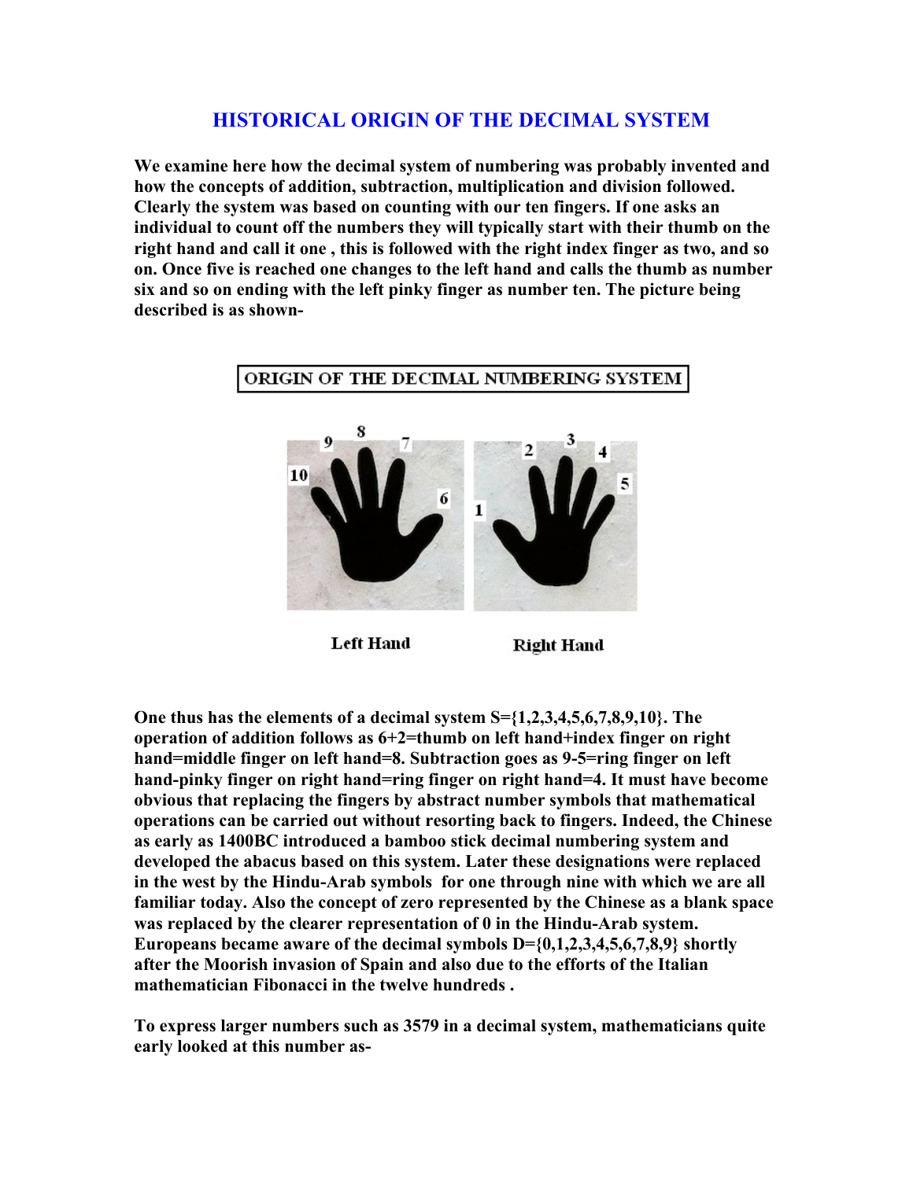# HISTORICAL ORIGIN OF THE DECIMAL SYSTEM

**We examine here how the decimal system of numbering was probably invented and how the concepts of addition, subtraction, multiplication and division followed. Clearly the system was based on counting with our ten fingers. If one asks an individual to count off the numbers they will typically start with their thumb on the right hand and call it one , this is followed with the right index finger as two, and so on. Once five is reached one changes to the left hand and calls the thumb as number six and so on ending with the left pinky finger as number ten. The picture being described is as shown-**

ORIGIN OF THE DECIMAL NUMBERING SYSTEM

Left Hand　　　Right Hand

**One thus has the elements of a decimal system S={1,2,3,4,5,6,7,8,9,10}. The operation of addition follows as 6+2=thumb on left hand+index finger on right hand=middle finger on left hand=8. Subtraction goes as 9-5=ring finger on left hand-pinky finger on right hand=ring finger on right hand=4. It must have become obvious that replacing the fingers by abstract number symbols that mathematical operations can be carried out without resorting back to fingers. Indeed, the Chinese as early as 1400BC introduced a bamboo stick decimal numbering system and developed the abacus based on this system. Later these designations were replaced in the west by the Hindu-Arab symbols for one through nine with which we are all familiar today. Also the concept of zero represented by the Chinese as a blank space was replaced by the clearer representation of 0 in the Hindu-Arab system. Europeans became aware of the decimal symbols D={0,1,2,3,4,5,6,7,8,9} shortly after the Moorish invasion of Spain and also due to the efforts of the Italian mathematician Fibonacci in the twelve hundreds .**

**To express larger numbers such as 3579 in a decimal system, mathematicians quite early looked at this number as-**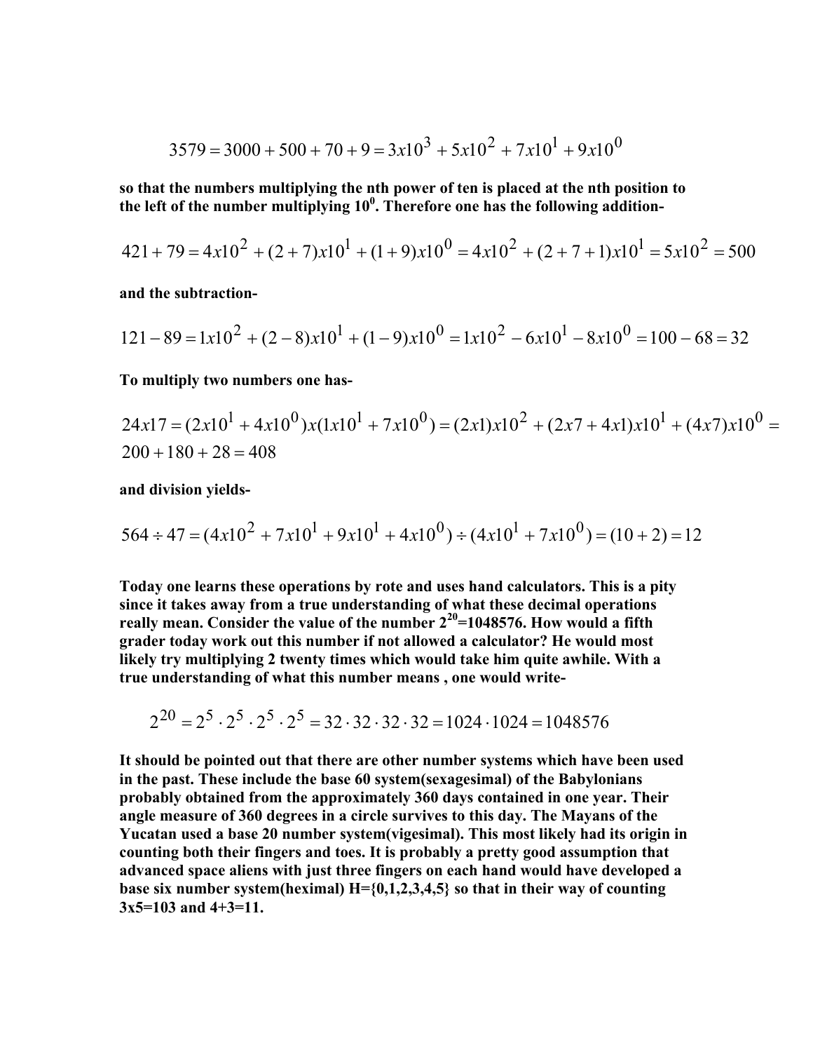$$3579 = 3000 + 500 + 70 + 9 = 3x10^3 + 5x10^2 + 7x10^1 + 9x10^0$$

**so that the numbers multiplying the nth power of ten is placed at the nth position to the left of the number multiplying $10^0$. Therefore one has the following addition-**

$$421 + 79 = 4x10^2 + (2+7)x10^1 + (1+9)x10^0 = 4x10^2 + (2+7+1)x10^1 = 5x10^2 = 500$$

**and the subtraction-**

$$121 - 89 = 1x10^2 + (2-8)x10^1 + (1-9)x10^0 = 1x10^2 - 6x10^1 - 8x10^0 = 100 - 68 = 32$$

**To multiply two numbers one has-**

$$24x17 = (2x10^1 + 4x10^0)x(1x10^1 + 7x10^0) = (2x1)x10^2 + (2x7 + 4x1)x10^1 + (4x7)x10^0 =$$
$$200 + 180 + 28 = 408$$

**and division yields-**

$$564 \div 47 = (4x10^2 + 7x10^1 + 9x10^1 + 4x10^0) \div (4x10^1 + 7x10^0) = (10+2) = 12$$

**Today one learns these operations by rote and uses hand calculators. This is a pity since it takes away from a true understanding of what these decimal operations really mean. Consider the value of the number $2^{20}$=1048576. How would a fifth grader today work out this number if not allowed a calculator? He would most likely try multiplying 2 twenty times which would take him quite awhile. With a true understanding of what this number means , one would write-**

$$2^{20} = 2^5 \cdot 2^5 \cdot 2^5 \cdot 2^5 = 32 \cdot 32 \cdot 32 \cdot 32 = 1024 \cdot 1024 = 1048576$$

**It should be pointed out that there are other number systems which have been used in the past. These include the base 60 system(sexagesimal) of the Babylonians probably obtained from the approximately 360 days contained in one year. Their angle measure of 360 degrees in a circle survives to this day. The Mayans of the Yucatan used a base 20 number system(vigesimal). This most likely had its origin in counting both their fingers and toes. It is probably a pretty good assumption that advanced space aliens with just three fingers on each hand would have developed a base six number system(heximal) H={0,1,2,3,4,5} so that in their way of counting 3x5=103 and 4+3=11.**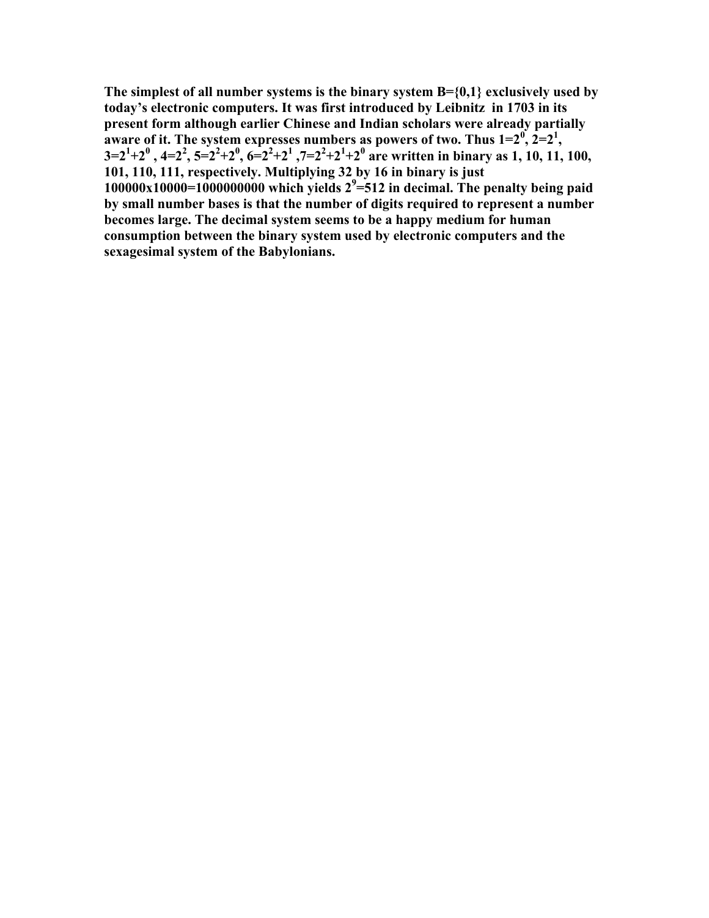**The simplest of all number systems is the binary system B={0,1} exclusively used by today's electronic computers. It was first introduced by Leibnitz in 1703 in its present form although earlier Chinese and Indian scholars were already partially aware of it. The system expresses numbers as powers of two. Thus $1=2^0$, $2=2^1$, $3=2^1+2^0$ , $4=2^2$, $5=2^2+2^0$, $6=2^2+2^1$ ,$7=2^2+2^1+2^0$ are written in binary as 1, 10, 11, 100, 101, 110, 111, respectively. Multiplying 32 by 16 in binary is just 100000x10000=1000000000 which yields $2^9=512$ in decimal. The penalty being paid by small number bases is that the number of digits required to represent a number becomes large. The decimal system seems to be a happy medium for human consumption between the binary system used by electronic computers and the sexagesimal system of the Babylonians.**